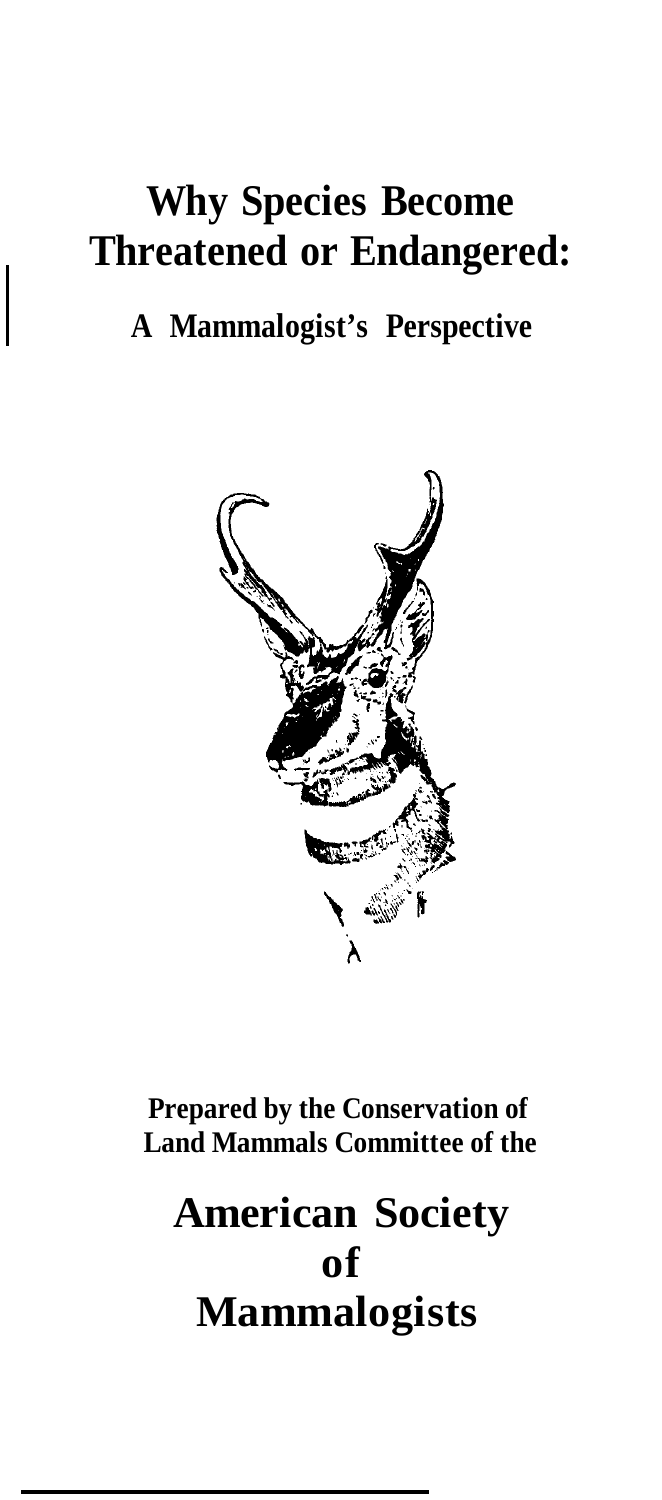# Why Species Become Threatened or Endangered:

## A Mammalogist's Perspective

**Prepared by the Conservation of Land Mammals Committee of the**

## American Society of Mammalogists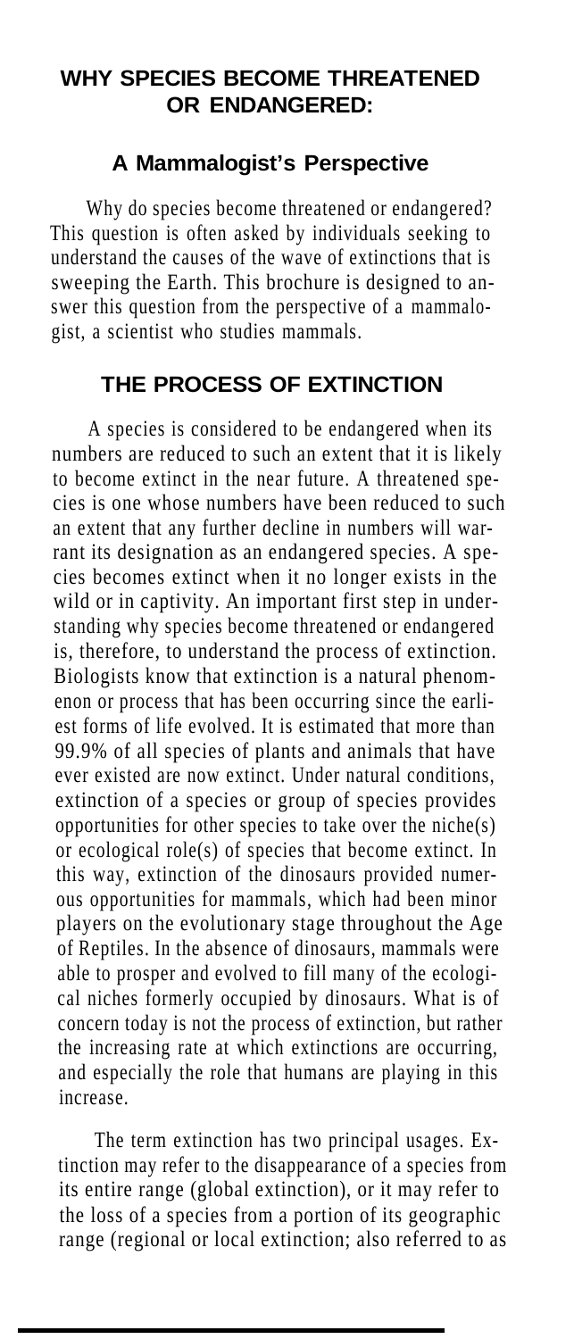## WHY SPECIES BECOME THREATENED OR ENDANGERED:

### A Mammalogist's Perspective

Why do species become threatened or endangered? This question is often asked by individuals seeking to understand the causes of the wave of extinctions that is sweeping the Earth. This brochure is designed to answer this question from the perspective of a mammalogist, a scientist who studies mammals.

## THE PROCESS OF EXTINCTION

A species is considered to be endangered when its numbers are reduced to such an extent that it is likely to become extinct in the near future. A threatened species is one whose numbers have been reduced to such an extent that any further decline in numbers will warrant its designation as an endangered species. A species becomes extinct when it no longer exists in the wild or in captivity. An important first step in understanding why species become threatened or endangered is, therefore, to understand the process of extinction. Biologists know that extinction is a natural phenomenon or process that has been occurring since the earliest forms of life evolved. It is estimated that more than 99.9% of all species of plants and animals that have ever existed are now extinct. Under natural conditions, extinction of a species or group of species provides opportunities for other species to take over the niche(s) or ecological role(s) of species that become extinct. In this way, extinction of the dinosaurs provided numerous opportunities for mammals, which had been minor players on the evolutionary stage throughout the Age of Reptiles. In the absence of dinosaurs, mammals were able to prosper and evolved to fill many of the ecological niches formerly occupied by dinosaurs. What is of concern today is not the process of extinction, but rather the increasing rate at which extinctions are occurring, and especially the role that humans are playing in this increase.

The term extinction has two principal usages. Extinction may refer to the disappearance of a species from its entire range (global extinction), or it may refer to the loss of a species from a portion of its geographic range (regional or local extinction; also referred to as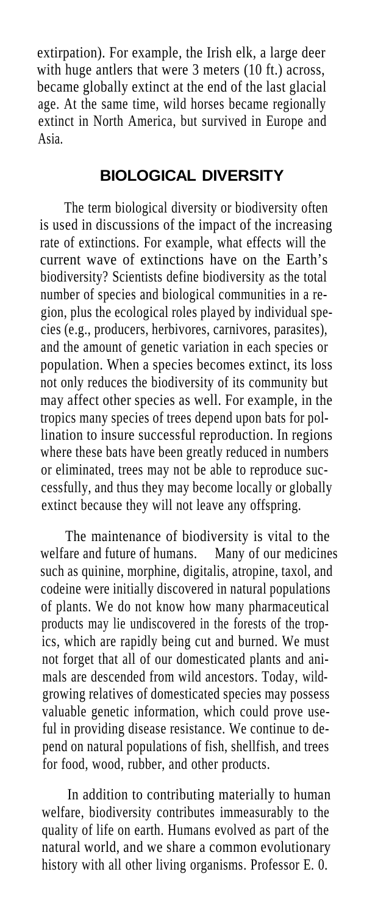extirpation). For example, the Irish elk, a large deer with huge antlers that were 3 meters (10 ft.) across, became globally extinct at the end of the last glacial age. At the same time, wild horses became regionally extinct in North America, but survived in Europe and Asia.

## BIOLOGICAL DIVERSITY

The term biological diversity or biodiversity often is used in discussions of the impact of the increasing rate of extinctions. For example, what effects will the current wave of extinctions have on the Earth's biodiversity? Scientists define biodiversity as the total number of species and biological communities in a region, plus the ecological roles played by individual species (e.g., producers, herbivores, carnivores, parasites), and the amount of genetic variation in each species or population. When a species becomes extinct, its loss not only reduces the biodiversity of its community but may affect other species as well. For example, in the tropics many species of trees depend upon bats for pollination to insure successful reproduction. In regions where these bats have been greatly reduced in numbers or eliminated, trees may not be able to reproduce successfully, and thus they may become locally or globally extinct because they will not leave any offspring.

The maintenance of biodiversity is vital to the welfare and future of humans. Many of our medicines such as quinine, morphine, digitalis, atropine, taxol, and codeine were initially discovered in natural populations of plants. We do not know how many pharmaceutical products may lie undiscovered in the forests of the tropics, which are rapidly being cut and burned. We must not forget that all of our domesticated plants and animals are descended from wild ancestors. Today, wild-growing relatives of domesticated species may possess valuable genetic information, which could prove useful in providing disease resistance. We continue to depend on natural populations of fish, shellfish, and trees for food, wood, rubber, and other products.

In addition to contributing materially to human welfare, biodiversity contributes immeasurably to the quality of life on earth. Humans evolved as part of the natural world, and we share a common evolutionary history with all other living organisms. Professor E. 0.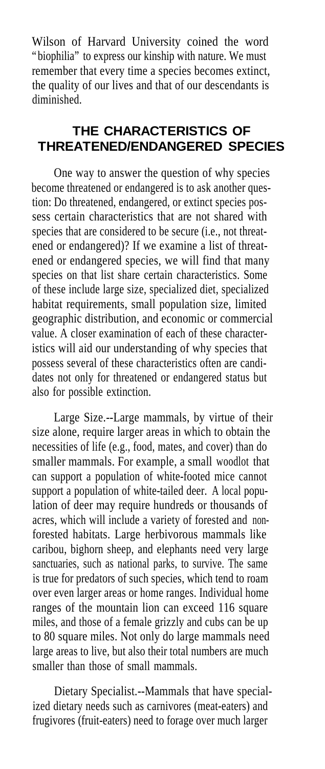Wilson of Harvard University coined the word "biophilia" to express our kinship with nature. We must remember that every time a species becomes extinct, the quality of our lives and that of our descendants is diminished.

## THE CHARACTERISTICS OF THREATENED/ENDANGERED SPECIES

One way to answer the question of why species become threatened or endangered is to ask another question: Do threatened, endangered, or extinct species possess certain characteristics that are not shared with species that are considered to be secure (i.e., not threatened or endangered)? If we examine a list of threatened or endangered species, we will find that many species on that list share certain characteristics. Some of these include large size, specialized diet, specialized habitat requirements, small population size, limited geographic distribution, and economic or commercial value. A closer examination of each of these characteristics will aid our understanding of why species that possess several of these characteristics often are candidates not only for threatened or endangered status but also for possible extinction.

Large Size.--Large mammals, by virtue of their size alone, require larger areas in which to obtain the necessities of life (e.g., food, mates, and cover) than do smaller mammals. For example, a small woodlot that can support a population of white-footed mice cannot support a population of white-tailed deer. A local population of deer may require hundreds or thousands of acres, which will include a variety of forested and non-forested habitats. Large herbivorous mammals like caribou, bighorn sheep, and elephants need very large sanctuaries, such as national parks, to survive. The same is true for predators of such species, which tend to roam over even larger areas or home ranges. Individual home ranges of the mountain lion can exceed 116 square miles, and those of a female grizzly and cubs can be up to 80 square miles. Not only do large mammals need large areas to live, but also their total numbers are much smaller than those of small mammals.

Dietary Specialist.--Mammals that have specialized dietary needs such as carnivores (meat-eaters) and frugivores (fruit-eaters) need to forage over much larger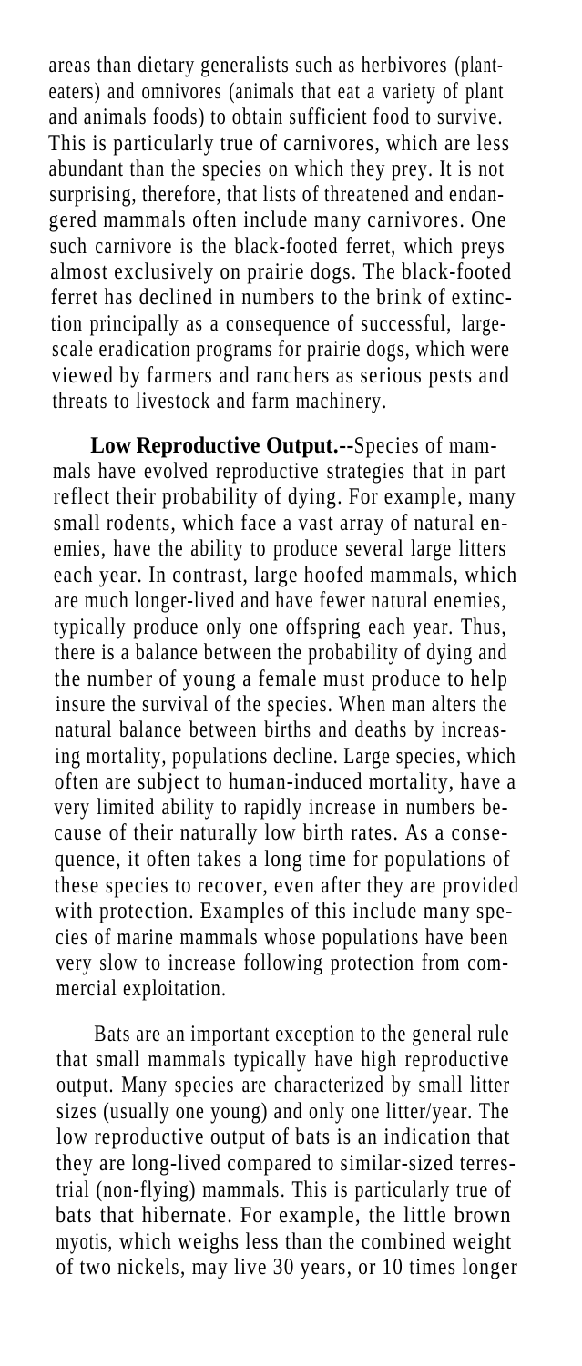areas than dietary generalists such as herbivores (plant-eaters) and omnivores (animals that eat a variety of plant and animals foods) to obtain sufficient food to survive. This is particularly true of carnivores, which are less abundant than the species on which they prey. It is not surprising, therefore, that lists of threatened and endangered mammals often include many carnivores. One such carnivore is the black-footed ferret, which preys almost exclusively on prairie dogs. The black-footed ferret has declined in numbers to the brink of extinction principally as a consequence of successful, large-scale eradication programs for prairie dogs, which were viewed by farmers and ranchers as serious pests and threats to livestock and farm machinery.

**Low Reproductive Output.--**Species of mammals have evolved reproductive strategies that in part reflect their probability of dying. For example, many small rodents, which face a vast array of natural enemies, have the ability to produce several large litters each year. In contrast, large hoofed mammals, which are much longer-lived and have fewer natural enemies, typically produce only one offspring each year. Thus, there is a balance between the probability of dying and the number of young a female must produce to help insure the survival of the species. When man alters the natural balance between births and deaths by increasing mortality, populations decline. Large species, which often are subject to human-induced mortality, have a very limited ability to rapidly increase in numbers because of their naturally low birth rates. As a consequence, it often takes a long time for populations of these species to recover, even after they are provided with protection. Examples of this include many species of marine mammals whose populations have been very slow to increase following protection from commercial exploitation.

Bats are an important exception to the general rule that small mammals typically have high reproductive output. Many species are characterized by small litter sizes (usually one young) and only one litter/year. The low reproductive output of bats is an indication that they are long-lived compared to similar-sized terrestrial (non-flying) mammals. This is particularly true of bats that hibernate. For example, the little brown myotis, which weighs less than the combined weight of two nickels, may live 30 years, or 10 times longer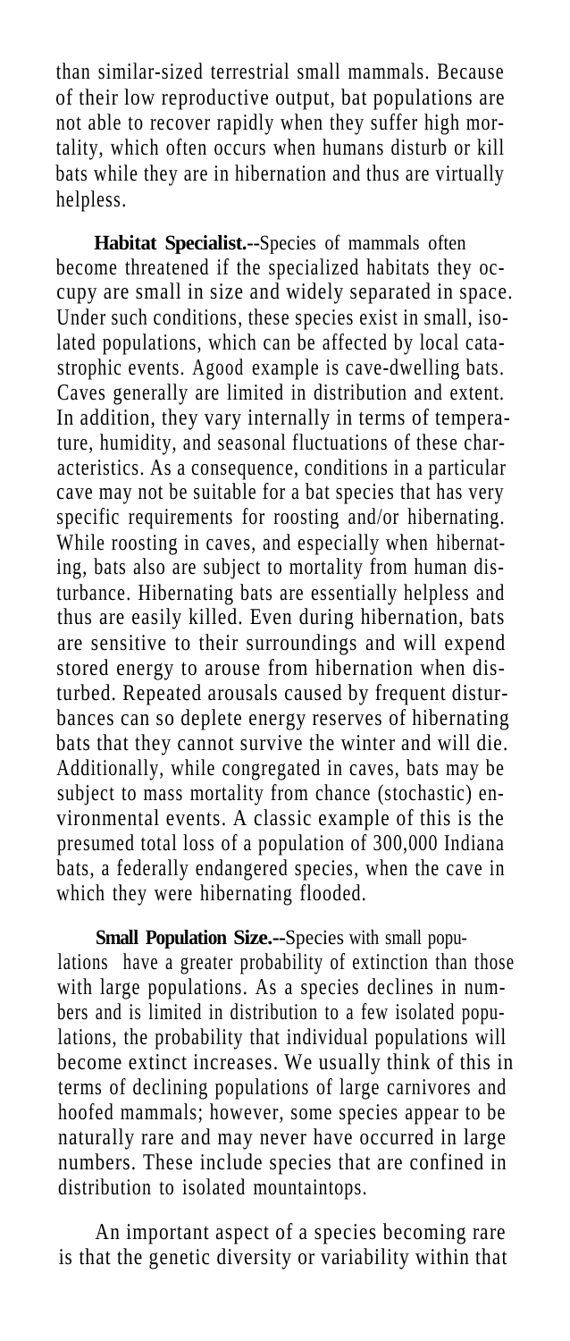than similar-sized terrestrial small mammals. Because of their low reproductive output, bat populations are not able to recover rapidly when they suffer high mortality, which often occurs when humans disturb or kill bats while they are in hibernation and thus are virtually helpless.

**Habitat Specialist.--**Species of mammals often become threatened if the specialized habitats they occupy are small in size and widely separated in space. Under such conditions, these species exist in small, isolated populations, which can be affected by local catastrophic events. Agood example is cave-dwelling bats. Caves generally are limited in distribution and extent. In addition, they vary internally in terms of temperature, humidity, and seasonal fluctuations of these characteristics. As a consequence, conditions in a particular cave may not be suitable for a bat species that has very specific requirements for roosting and/or hibernating. While roosting in caves, and especially when hibernating, bats also are subject to mortality from human disturbance. Hibernating bats are essentially helpless and thus are easily killed. Even during hibernation, bats are sensitive to their surroundings and will expend stored energy to arouse from hibernation when disturbed. Repeated arousals caused by frequent disturbances can so deplete energy reserves of hibernating bats that they cannot survive the winter and will die. Additionally, while congregated in caves, bats may be subject to mass mortality from chance (stochastic) environmental events. A classic example of this is the presumed total loss of a population of 300,000 Indiana bats, a federally endangered species, when the cave in which they were hibernating flooded.

**Small Population Size.--**Species with small populations have a greater probability of extinction than those with large populations. As a species declines in numbers and is limited in distribution to a few isolated populations, the probability that individual populations will become extinct increases. We usually think of this in terms of declining populations of large carnivores and hoofed mammals; however, some species appear to be naturally rare and may never have occurred in large numbers. These include species that are confined in distribution to isolated mountaintops.

An important aspect of a species becoming rare is that the genetic diversity or variability within that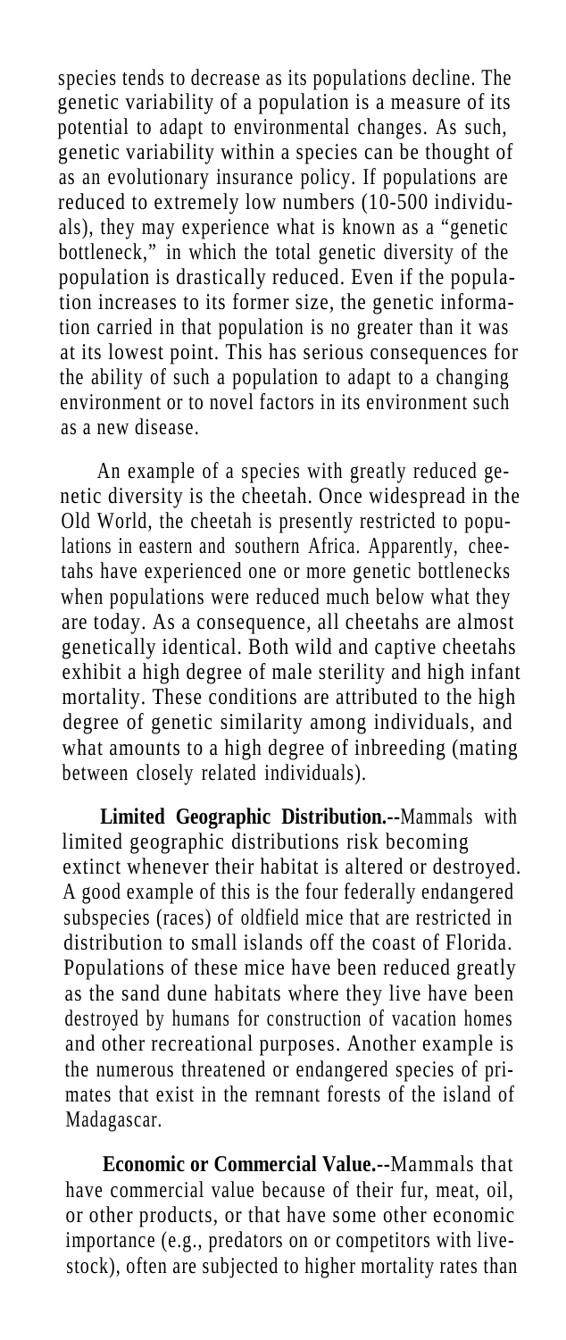species tends to decrease as its populations decline. The genetic variability of a population is a measure of its potential to adapt to environmental changes. As such, genetic variability within a species can be thought of as an evolutionary insurance policy. If populations are reduced to extremely low numbers (10-500 individuals), they may experience what is known as a "genetic bottleneck," in which the total genetic diversity of the population is drastically reduced. Even if the population increases to its former size, the genetic information carried in that population is no greater than it was at its lowest point. This has serious consequences for the ability of such a population to adapt to a changing environment or to novel factors in its environment such as a new disease.

An example of a species with greatly reduced genetic diversity is the cheetah. Once widespread in the Old World, the cheetah is presently restricted to populations in eastern and southern Africa. Apparently, cheetahs have experienced one or more genetic bottlenecks when populations were reduced much below what they are today. As a consequence, all cheetahs are almost genetically identical. Both wild and captive cheetahs exhibit a high degree of male sterility and high infant mortality. These conditions are attributed to the high degree of genetic similarity among individuals, and what amounts to a high degree of inbreeding (mating between closely related individuals).

**Limited Geographic Distribution.**--Mammals with limited geographic distributions risk becoming extinct whenever their habitat is altered or destroyed. A good example of this is the four federally endangered subspecies (races) of oldfield mice that are restricted in distribution to small islands off the coast of Florida. Populations of these mice have been reduced greatly as the sand dune habitats where they live have been destroyed by humans for construction of vacation homes and other recreational purposes. Another example is the numerous threatened or endangered species of primates that exist in the remnant forests of the island of Madagascar.

**Economic or Commercial Value.**--Mammals that have commercial value because of their fur, meat, oil, or other products, or that have some other economic importance (e.g., predators on or competitors with livestock), often are subjected to higher mortality rates than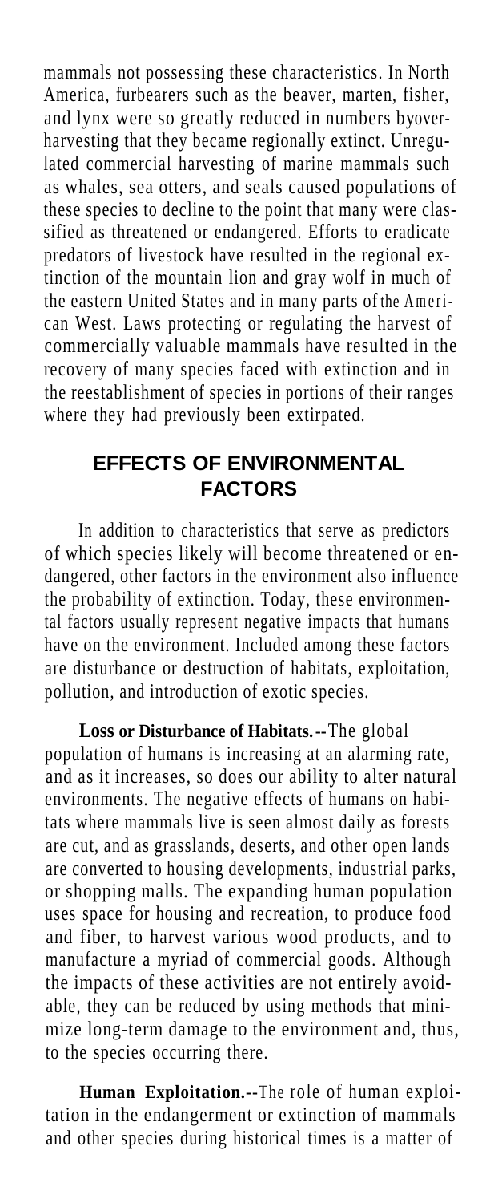mammals not possessing these characteristics. In North America, furbearers such as the beaver, marten, fisher, and lynx were so greatly reduced in numbers byover-harvesting that they became regionally extinct. Unregulated commercial harvesting of marine mammals such as whales, sea otters, and seals caused populations of these species to decline to the point that many were classified as threatened or endangered. Efforts to eradicate predators of livestock have resulted in the regional extinction of the mountain lion and gray wolf in much of the eastern United States and in many parts of the American West. Laws protecting or regulating the harvest of commercially valuable mammals have resulted in the recovery of many species faced with extinction and in the reestablishment of species in portions of their ranges where they had previously been extirpated.

## EFFECTS OF ENVIRONMENTAL FACTORS

In addition to characteristics that serve as predictors of which species likely will become threatened or endangered, other factors in the environment also influence the probability of extinction. Today, these environmental factors usually represent negative impacts that humans have on the environment. Included among these factors are disturbance or destruction of habitats, exploitation, pollution, and introduction of exotic species.

**Loss or Disturbance of Habitats.--**The global population of humans is increasing at an alarming rate, and as it increases, so does our ability to alter natural environments. The negative effects of humans on habitats where mammals live is seen almost daily as forests are cut, and as grasslands, deserts, and other open lands are converted to housing developments, industrial parks, or shopping malls. The expanding human population uses space for housing and recreation, to produce food and fiber, to harvest various wood products, and to manufacture a myriad of commercial goods. Although the impacts of these activities are not entirely avoidable, they can be reduced by using methods that minimize long-term damage to the environment and, thus, to the species occurring there.

**Human Exploitation.--**The role of human exploitation in the endangerment or extinction of mammals and other species during historical times is a matter of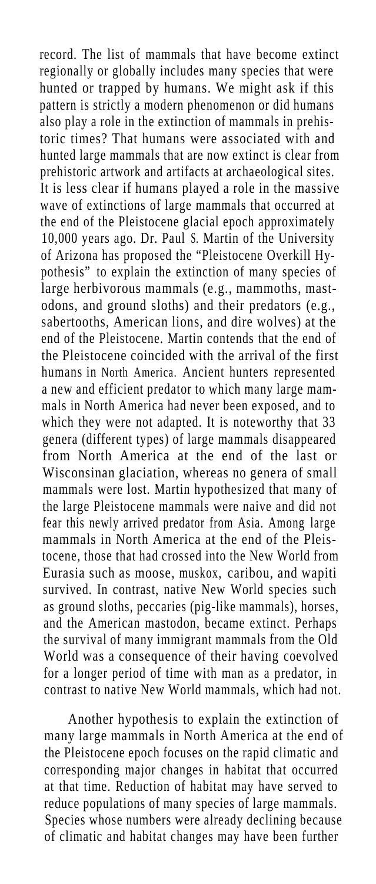record. The list of mammals that have become extinct regionally or globally includes many species that were hunted or trapped by humans. We might ask if this pattern is strictly a modern phenomenon or did humans also play a role in the extinction of mammals in prehistoric times? That humans were associated with and hunted large mammals that are now extinct is clear from prehistoric artwork and artifacts at archaeological sites. It is less clear if humans played a role in the massive wave of extinctions of large mammals that occurred at the end of the Pleistocene glacial epoch approximately 10,000 years ago. Dr. Paul S. Martin of the University of Arizona has proposed the "Pleistocene Overkill Hypothesis" to explain the extinction of many species of large herbivorous mammals (e.g., mammoths, mastodons, and ground sloths) and their predators (e.g., sabertooths, American lions, and dire wolves) at the end of the Pleistocene. Martin contends that the end of the Pleistocene coincided with the arrival of the first humans in North America. Ancient hunters represented a new and efficient predator to which many large mammals in North America had never been exposed, and to which they were not adapted. It is noteworthy that 33 genera (different types) of large mammals disappeared from North America at the end of the last or Wisconsinan glaciation, whereas no genera of small mammals were lost. Martin hypothesized that many of the large Pleistocene mammals were naive and did not fear this newly arrived predator from Asia. Among large mammals in North America at the end of the Pleistocene, those that had crossed into the New World from Eurasia such as moose, muskox, caribou, and wapiti survived. In contrast, native New World species such as ground sloths, peccaries (pig-like mammals), horses, and the American mastodon, became extinct. Perhaps the survival of many immigrant mammals from the Old World was a consequence of their having coevolved for a longer period of time with man as a predator, in contrast to native New World mammals, which had not.

Another hypothesis to explain the extinction of many large mammals in North America at the end of the Pleistocene epoch focuses on the rapid climatic and corresponding major changes in habitat that occurred at that time. Reduction of habitat may have served to reduce populations of many species of large mammals. Species whose numbers were already declining because of climatic and habitat changes may have been further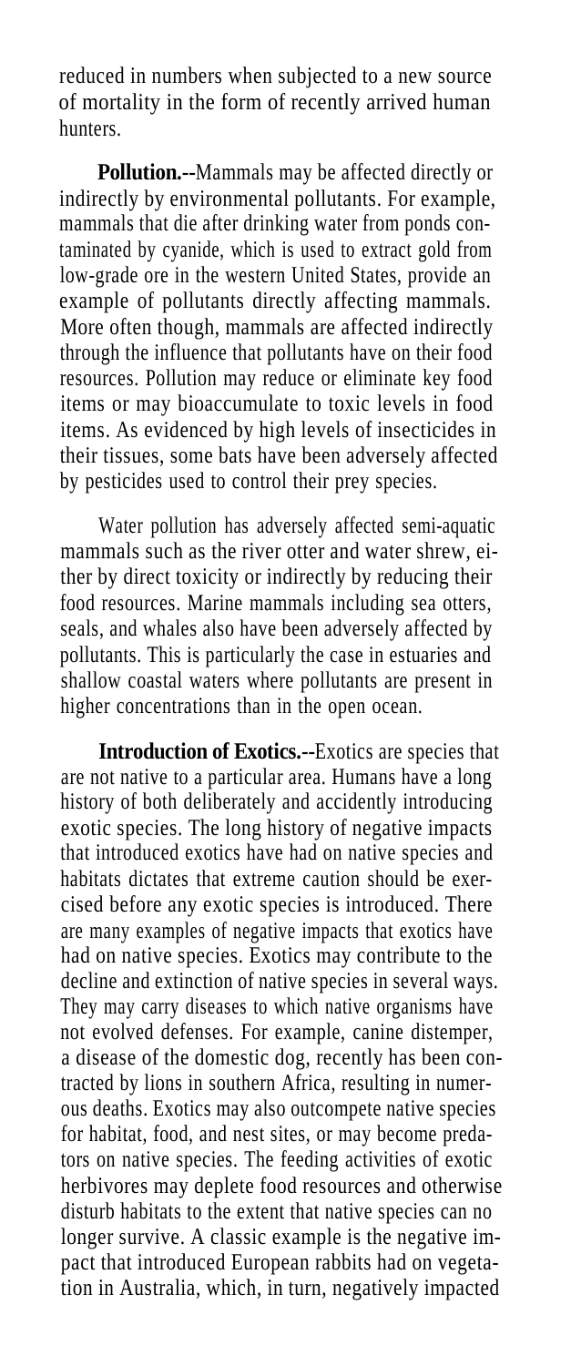reduced in numbers when subjected to a new source of mortality in the form of recently arrived human hunters.

**Pollution.**--Mammals may be affected directly or indirectly by environmental pollutants. For example, mammals that die after drinking water from ponds contaminated by cyanide, which is used to extract gold from low-grade ore in the western United States, provide an example of pollutants directly affecting mammals. More often though, mammals are affected indirectly through the influence that pollutants have on their food resources. Pollution may reduce or eliminate key food items or may bioaccumulate to toxic levels in food items. As evidenced by high levels of insecticides in their tissues, some bats have been adversely affected by pesticides used to control their prey species.

Water pollution has adversely affected semi-aquatic mammals such as the river otter and water shrew, either by direct toxicity or indirectly by reducing their food resources. Marine mammals including sea otters, seals, and whales also have been adversely affected by pollutants. This is particularly the case in estuaries and shallow coastal waters where pollutants are present in higher concentrations than in the open ocean.

**Introduction of Exotics.**--Exotics are species that are not native to a particular area. Humans have a long history of both deliberately and accidently introducing exotic species. The long history of negative impacts that introduced exotics have had on native species and habitats dictates that extreme caution should be exercised before any exotic species is introduced. There are many examples of negative impacts that exotics have had on native species. Exotics may contribute to the decline and extinction of native species in several ways. They may carry diseases to which native organisms have not evolved defenses. For example, canine distemper, a disease of the domestic dog, recently has been contracted by lions in southern Africa, resulting in numerous deaths. Exotics may also outcompete native species for habitat, food, and nest sites, or may become predators on native species. The feeding activities of exotic herbivores may deplete food resources and otherwise disturb habitats to the extent that native species can no longer survive. A classic example is the negative impact that introduced European rabbits had on vegetation in Australia, which, in turn, negatively impacted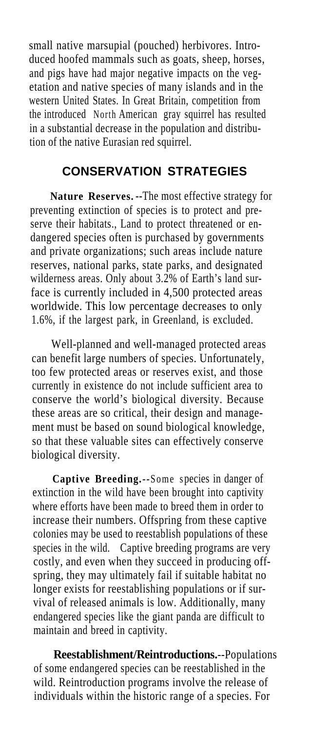small native marsupial (pouched) herbivores. Introduced hoofed mammals such as goats, sheep, horses, and pigs have had major negative impacts on the vegetation and native species of many islands and in the western United States. In Great Britain, competition from the introduced North American gray squirrel has resulted in a substantial decrease in the population and distribution of the native Eurasian red squirrel.

## CONSERVATION STRATEGIES

**Nature Reserves.**--The most effective strategy for preventing extinction of species is to protect and preserve their habitats., Land to protect threatened or endangered species often is purchased by governments and private organizations; such areas include nature reserves, national parks, state parks, and designated wilderness areas. Only about 3.2% of Earth's land surface is currently included in 4,500 protected areas worldwide. This low percentage decreases to only 1.6%, if the largest park, in Greenland, is excluded.

Well-planned and well-managed protected areas can benefit large numbers of species. Unfortunately, too few protected areas or reserves exist, and those currently in existence do not include sufficient area to conserve the world's biological diversity. Because these areas are so critical, their design and management must be based on sound biological knowledge, so that these valuable sites can effectively conserve biological diversity.

**Captive Breeding.**--Some species in danger of extinction in the wild have been brought into captivity where efforts have been made to breed them in order to increase their numbers. Offspring from these captive colonies may be used to reestablish populations of these species in the wild. Captive breeding programs are very costly, and even when they succeed in producing offspring, they may ultimately fail if suitable habitat no longer exists for reestablishing populations or if survival of released animals is low. Additionally, many endangered species like the giant panda are difficult to maintain and breed in captivity.

**Reestablishment/Reintroductions.**--Populations of some endangered species can be reestablished in the wild. Reintroduction programs involve the release of individuals within the historic range of a species. For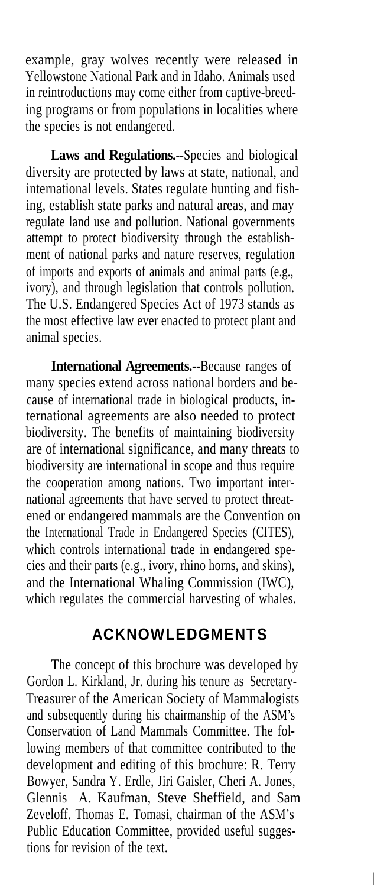example, gray wolves recently were released in Yellowstone National Park and in Idaho. Animals used in reintroductions may come either from captive-breeding programs or from populations in localities where the species is not endangered.

**Laws and Regulations.**--Species and biological diversity are protected by laws at state, national, and international levels. States regulate hunting and fishing, establish state parks and natural areas, and may regulate land use and pollution. National governments attempt to protect biodiversity through the establishment of national parks and nature reserves, regulation of imports and exports of animals and animal parts (e.g., ivory), and through legislation that controls pollution. The U.S. Endangered Species Act of 1973 stands as the most effective law ever enacted to protect plant and animal species.

**International Agreements.**--Because ranges of many species extend across national borders and because of international trade in biological products, international agreements are also needed to protect biodiversity. The benefits of maintaining biodiversity are of international significance, and many threats to biodiversity are international in scope and thus require the cooperation among nations. Two important international agreements that have served to protect threatened or endangered mammals are the Convention on the International Trade in Endangered Species (CITES), which controls international trade in endangered species and their parts (e.g., ivory, rhino horns, and skins), and the International Whaling Commission (IWC), which regulates the commercial harvesting of whales.

## ACKNOWLEDGMENTS

The concept of this brochure was developed by Gordon L. Kirkland, Jr. during his tenure as Secretary-Treasurer of the American Society of Mammalogists and subsequently during his chairmanship of the ASM's Conservation of Land Mammals Committee. The following members of that committee contributed to the development and editing of this brochure: R. Terry Bowyer, Sandra Y. Erdle, Jiri Gaisler, Cheri A. Jones, Glennis A. Kaufman, Steve Sheffield, and Sam Zeveloff. Thomas E. Tomasi, chairman of the ASM's Public Education Committee, provided useful suggestions for revision of the text.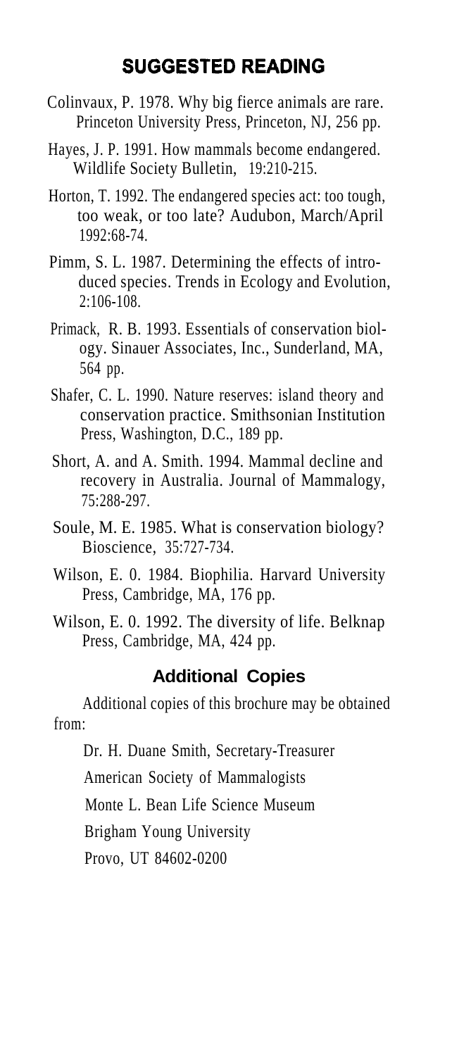## SUGGESTED READING

Colinvaux, P. 1978. Why big fierce animals are rare. Princeton University Press, Princeton, NJ, 256 pp.

Hayes, J. P. 1991. How mammals become endangered. Wildlife Society Bulletin, 19:210-215.

Horton, T. 1992. The endangered species act: too tough, too weak, or too late? Audubon, March/April 1992:68-74.

Pimm, S. L. 1987. Determining the effects of introduced species. Trends in Ecology and Evolution, 2:106-108.

Primack, R. B. 1993. Essentials of conservation biology. Sinauer Associates, Inc., Sunderland, MA, 564 pp.

Shafer, C. L. 1990. Nature reserves: island theory and conservation practice. Smithsonian Institution Press, Washington, D.C., 189 pp.

Short, A. and A. Smith. 1994. Mammal decline and recovery in Australia. Journal of Mammalogy, 75:288-297.

Soule, M. E. 1985. What is conservation biology? Bioscience, 35:727-734.

Wilson, E. 0. 1984. Biophilia. Harvard University Press, Cambridge, MA, 176 pp.

Wilson, E. 0. 1992. The diversity of life. Belknap Press, Cambridge, MA, 424 pp.

### Additional Copies

Additional copies of this brochure may be obtained from:

Dr. H. Duane Smith, Secretary-Treasurer

American Society of Mammalogists

Monte L. Bean Life Science Museum

Brigham Young University

Provo, UT 84602-0200